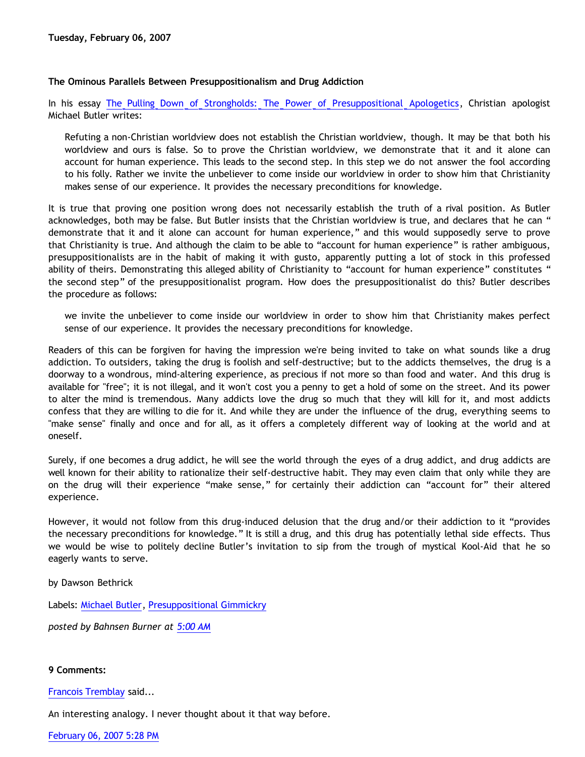**Tuesday, February 06, 2007**

### The Ominous Parallels Between Presuppositionalism and Drug Addiction

In his essay [The Pulling Down of Strongholds: The Power of Presuppositional Apologetics](), Christian apologist Michael Butler writes:

> Refuting a non-Christian worldview does not establish the Christian worldview, though. It may be that both his worldview and ours is false. So to prove the Christian worldview, we demonstrate that it and it alone can account for human experience. This leads to the second step. In this step we do not answer the fool according to his folly. Rather we invite the unbeliever to come inside our worldview in order to show him that Christianity makes sense of our experience. It provides the necessary preconditions for knowledge.

It is true that proving one position wrong does not necessarily establish the truth of a rival position. As Butler acknowledges, both may be false. But Butler insists that the Christian worldview is true, and declares that he can " demonstrate that it and it alone can account for human experience," and this would supposedly serve to prove that Christianity is true. And although the claim to be able to "account for human experience" is rather ambiguous, presuppositionalists are in the habit of making it with gusto, apparently putting a lot of stock in this professed ability of theirs. Demonstrating this alleged ability of Christianity to "account for human experience" constitutes " the second step" of the presuppositionalist program. How does the presuppositionalist do this? Butler describes the procedure as follows:

> we invite the unbeliever to come inside our worldview in order to show him that Christianity makes perfect sense of our experience. It provides the necessary preconditions for knowledge.

Readers of this can be forgiven for having the impression we're being invited to take on what sounds like a drug addiction. To outsiders, taking the drug is foolish and self-destructive; but to the addicts themselves, the drug is a doorway to a wondrous, mind-altering experience, as precious if not more so than food and water. And this drug is available for "free"; it is not illegal, and it won't cost you a penny to get a hold of some on the street. And its power to alter the mind is tremendous. Many addicts love the drug so much that they will kill for it, and most addicts confess that they are willing to die for it. And while they are under the influence of the drug, everything seems to "make sense" finally and once and for all, as it offers a completely different way of looking at the world and at oneself.

Surely, if one becomes a drug addict, he will see the world through the eyes of a drug addict, and drug addicts are well known for their ability to rationalize their self-destructive habit. They may even claim that only while they are on the drug will their experience "make sense," for certainly their addiction can "account for" their altered experience.

However, it would not follow from this drug-induced delusion that the drug and/or their addiction to it "provides the necessary preconditions for knowledge." It is still a drug, and this drug has potentially lethal side effects. Thus we would be wise to politely decline Butler's invitation to sip from the trough of mystical Kool-Aid that he so eagerly wants to serve.

by Dawson Bethrick

Labels: [Michael Butler](), [Presuppositional Gimmickry]()

*posted by Bahnsen Burner at [5:00 AM]()*

**9 Comments:**

[Francois Tremblay]() said...

An interesting analogy. I never thought about it that way before.

[February 06, 2007 5:28 PM]()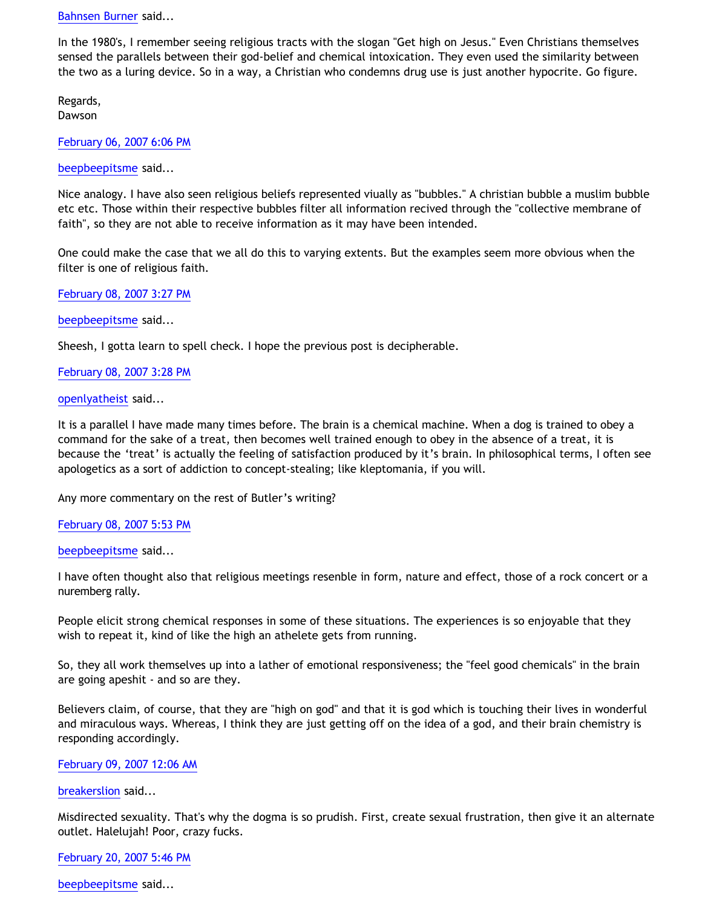Bahnsen Burner said...

In the 1980's, I remember seeing religious tracts with the slogan "Get high on Jesus." Even Christians themselves sensed the parallels between their god-belief and chemical intoxication. They even used the similarity between the two as a luring device. So in a way, a Christian who condemns drug use is just another hypocrite. Go figure.

Regards,
Dawson

February 06, 2007 6:06 PM

beepbeepitsme said...

Nice analogy. I have also seen religious beliefs represented viually as "bubbles." A christian bubble a muslim bubble etc etc. Those within their respective bubbles filter all information recived through the "collective membrane of faith", so they are not able to receive information as it may have been intended.

One could make the case that we all do this to varying extents. But the examples seem more obvious when the filter is one of religious faith.

February 08, 2007 3:27 PM

beepbeepitsme said...

Sheesh, I gotta learn to spell check. I hope the previous post is decipherable.

February 08, 2007 3:28 PM

openlyatheist said...

It is a parallel I have made many times before. The brain is a chemical machine. When a dog is trained to obey a command for the sake of a treat, then becomes well trained enough to obey in the absence of a treat, it is because the 'treat' is actually the feeling of satisfaction produced by it's brain. In philosophical terms, I often see apologetics as a sort of addiction to concept-stealing; like kleptomania, if you will.

Any more commentary on the rest of Butler's writing?

February 08, 2007 5:53 PM

beepbeepitsme said...

I have often thought also that religious meetings resenble in form, nature and effect, those of a rock concert or a nuremberg rally.

People elicit strong chemical responses in some of these situations. The experiences is so enjoyable that they wish to repeat it, kind of like the high an athelete gets from running.

So, they all work themselves up into a lather of emotional responsiveness; the "feel good chemicals" in the brain are going apeshit - and so are they.

Believers claim, of course, that they are "high on god" and that it is god which is touching their lives in wonderful and miraculous ways. Whereas, I think they are just getting off on the idea of a god, and their brain chemistry is responding accordingly.

February 09, 2007 12:06 AM

breakerslion said...

Misdirected sexuality. That's why the dogma is so prudish. First, create sexual frustration, then give it an alternate outlet. Halelujah! Poor, crazy fucks.

February 20, 2007 5:46 PM

beepbeepitsme said...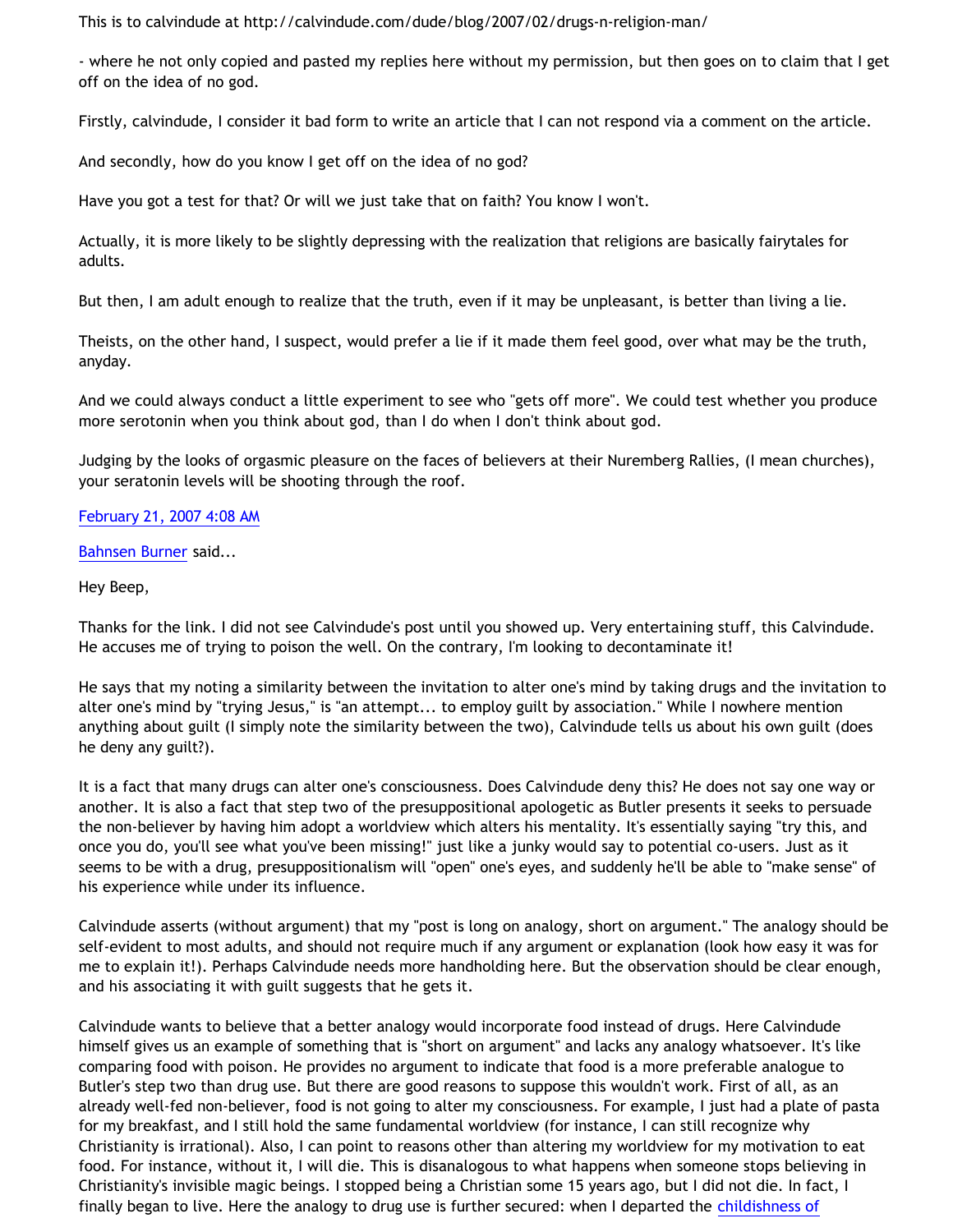This is to calvindude at http://calvindude.com/dude/blog/2007/02/drugs-n-religion-man/

- where he not only copied and pasted my replies here without my permission, but then goes on to claim that I get off on the idea of no god.

Firstly, calvindude, I consider it bad form to write an article that I can not respond via a comment on the article.

And secondly, how do you know I get off on the idea of no god?

Have you got a test for that? Or will we just take that on faith? You know I won't.

Actually, it is more likely to be slightly depressing with the realization that religions are basically fairytales for adults.

But then, I am adult enough to realize that the truth, even if it may be unpleasant, is better than living a lie.

Theists, on the other hand, I suspect, would prefer a lie if it made them feel good, over what may be the truth, anyday.

And we could always conduct a little experiment to see who "gets off more". We could test whether you produce more serotonin when you think about god, than I do when I don't think about god.

Judging by the looks of orgasmic pleasure on the faces of believers at their Nuremberg Rallies, (I mean churches), your seratonin levels will be shooting through the roof.

February 21, 2007 4:08 AM

Bahnsen Burner said...

Hey Beep,

Thanks for the link. I did not see Calvindude's post until you showed up. Very entertaining stuff, this Calvindude. He accuses me of trying to poison the well. On the contrary, I'm looking to decontaminate it!

He says that my noting a similarity between the invitation to alter one's mind by taking drugs and the invitation to alter one's mind by "trying Jesus," is "an attempt... to employ guilt by association." While I nowhere mention anything about guilt (I simply note the similarity between the two), Calvindude tells us about his own guilt (does he deny any guilt?).

It is a fact that many drugs can alter one's consciousness. Does Calvindude deny this? He does not say one way or another. It is also a fact that step two of the presuppositional apologetic as Butler presents it seeks to persuade the non-believer by having him adopt a worldview which alters his mentality. It's essentially saying "try this, and once you do, you'll see what you've been missing!" just like a junky would say to potential co-users. Just as it seems to be with a drug, presuppositionalism will "open" one's eyes, and suddenly he'll be able to "make sense" of his experience while under its influence.

Calvindude asserts (without argument) that my "post is long on analogy, short on argument." The analogy should be self-evident to most adults, and should not require much if any argument or explanation (look how easy it was for me to explain it!). Perhaps Calvindude needs more handholding here. But the observation should be clear enough, and his associating it with guilt suggests that he gets it.

Calvindude wants to believe that a better analogy would incorporate food instead of drugs. Here Calvindude himself gives us an example of something that is "short on argument" and lacks any analogy whatsoever. It's like comparing food with poison. He provides no argument to indicate that food is a more preferable analogue to Butler's step two than drug use. But there are good reasons to suppose this wouldn't work. First of all, as an already well-fed non-believer, food is not going to alter my consciousness. For example, I just had a plate of pasta for my breakfast, and I still hold the same fundamental worldview (for instance, I can still recognize why Christianity is irrational). Also, I can point to reasons other than altering my worldview for my motivation to eat food. For instance, without it, I will die. This is disanalogous to what happens when someone stops believing in Christianity's invisible magic beings. I stopped being a Christian some 15 years ago, but I did not die. In fact, I finally began to live. Here the analogy to drug use is further secured: when I departed the childishness of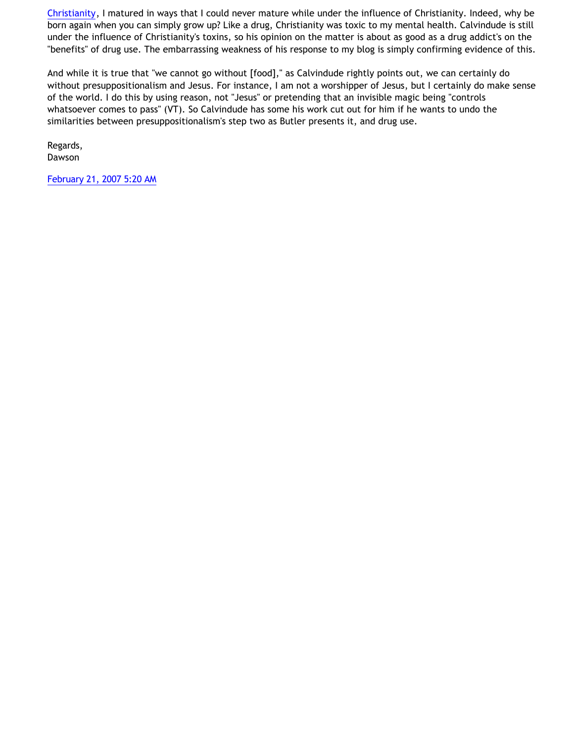Christianity, I matured in ways that I could never mature while under the influence of Christianity. Indeed, why be born again when you can simply grow up? Like a drug, Christianity was toxic to my mental health. Calvindude is still under the influence of Christianity's toxins, so his opinion on the matter is about as good as a drug addict's on the "benefits" of drug use. The embarrassing weakness of his response to my blog is simply confirming evidence of this.

And while it is true that "we cannot go without [food]," as Calvindude rightly points out, we can certainly do without presuppositionalism and Jesus. For instance, I am not a worshipper of Jesus, but I certainly do make sense of the world. I do this by using reason, not "Jesus" or pretending that an invisible magic being "controls whatsoever comes to pass" (VT). So Calvindude has some his work cut out for him if he wants to undo the similarities between presuppositionalism's step two as Butler presents it, and drug use.

Regards,
Dawson

February 21, 2007 5:20 AM